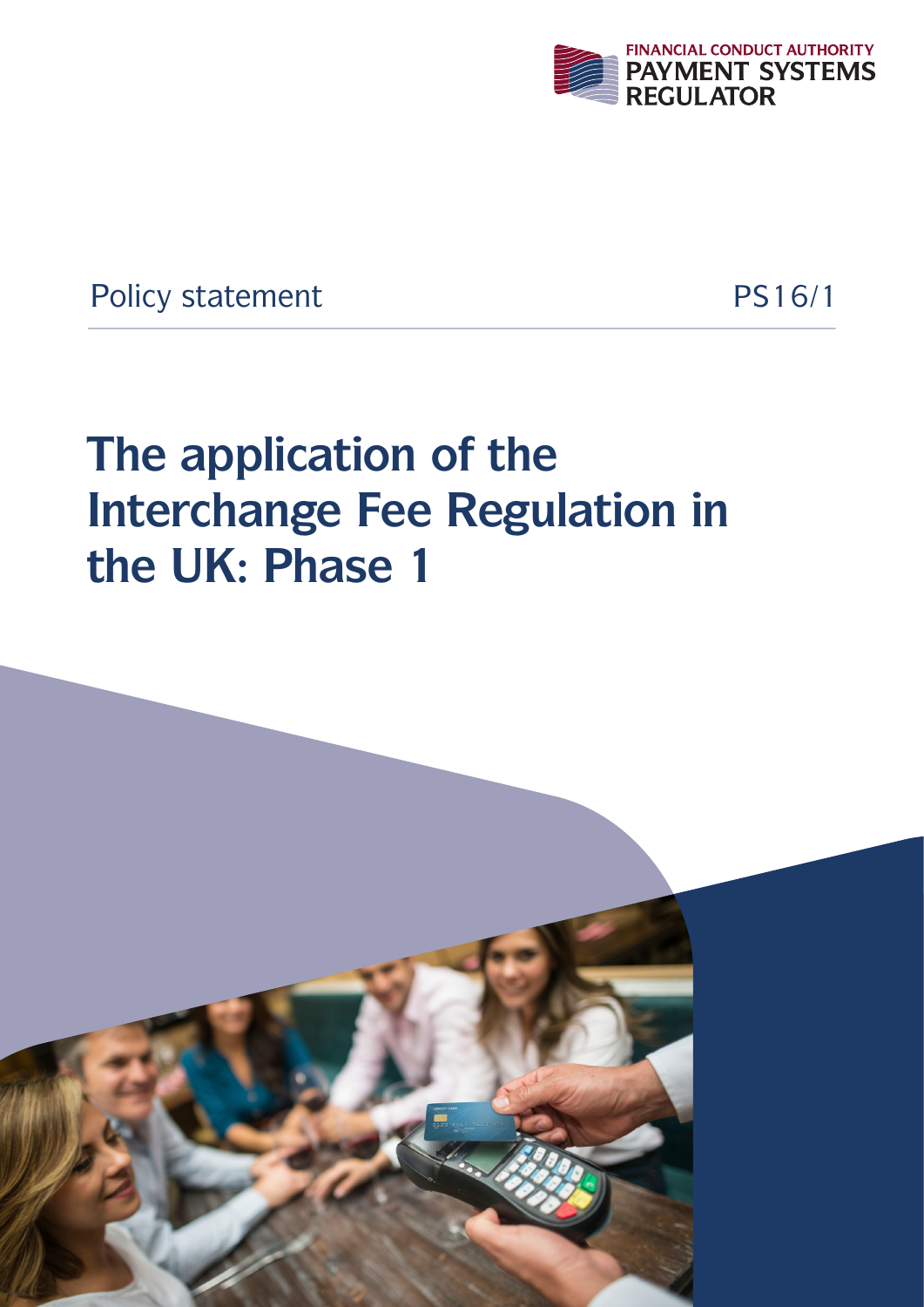FINANCIAL CONDUCT AUTHORITY
PAYMENT SYSTEMS REGULATOR

Policy statement PS16/1

# The application of the Interchange Fee Regulation in the UK: Phase 1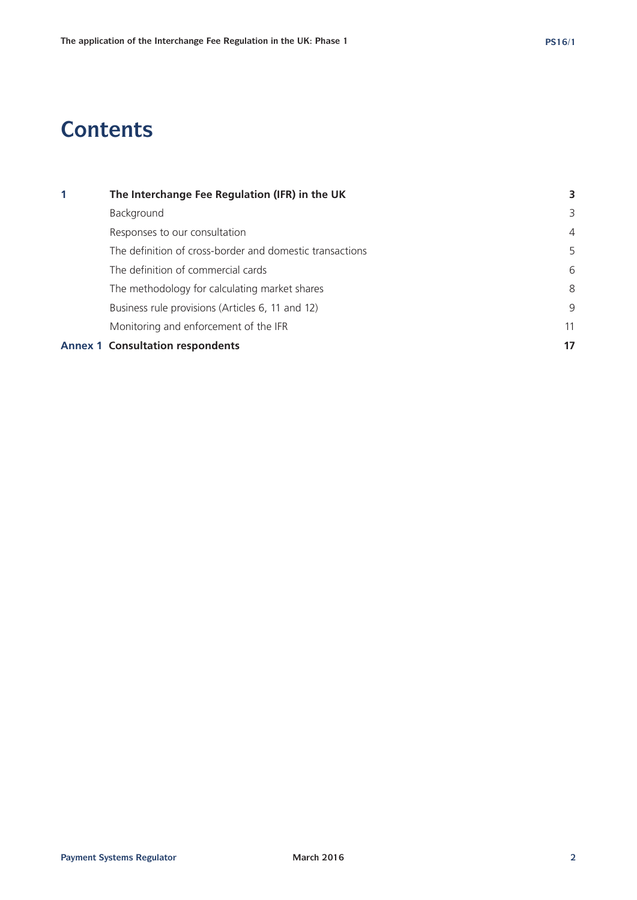# Contents

| | | |
|---|---|---|
| **1** | **The Interchange Fee Regulation (IFR) in the UK** | **3** |
| | Background | 3 |
| | Responses to our consultation | 4 |
| | The definition of cross-border and domestic transactions | 5 |
| | The definition of commercial cards | 6 |
| | The methodology for calculating market shares | 8 |
| | Business rule provisions (Articles 6, 11 and 12) | 9 |
| | Monitoring and enforcement of the IFR | 11 |
| **Annex 1** | **Consultation respondents** | **17** |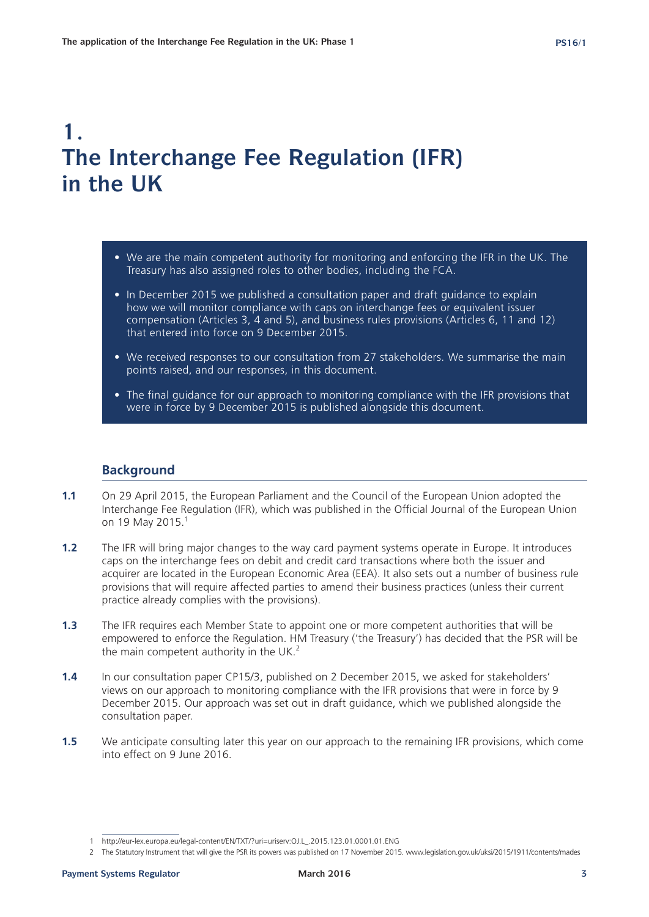# 1. The Interchange Fee Regulation (IFR) in the UK

- We are the main competent authority for monitoring and enforcing the IFR in the UK. The Treasury has also assigned roles to other bodies, including the FCA.
- In December 2015 we published a consultation paper and draft guidance to explain how we will monitor compliance with caps on interchange fees or equivalent issuer compensation (Articles 3, 4 and 5), and business rules provisions (Articles 6, 11 and 12) that entered into force on 9 December 2015.
- We received responses to our consultation from 27 stakeholders. We summarise the main points raised, and our responses, in this document.
- The final guidance for our approach to monitoring compliance with the IFR provisions that were in force by 9 December 2015 is published alongside this document.

## Background

**1.1** On 29 April 2015, the European Parliament and the Council of the European Union adopted the Interchange Fee Regulation (IFR), which was published in the Official Journal of the European Union on 19 May 2015.[1]

**1.2** The IFR will bring major changes to the way card payment systems operate in Europe. It introduces caps on the interchange fees on debit and credit card transactions where both the issuer and acquirer are located in the European Economic Area (EEA). It also sets out a number of business rule provisions that will require affected parties to amend their business practices (unless their current practice already complies with the provisions).

**1.3** The IFR requires each Member State to appoint one or more competent authorities that will be empowered to enforce the Regulation. HM Treasury ('the Treasury') has decided that the PSR will be the main competent authority in the UK.[2]

**1.4** In our consultation paper CP15/3, published on 2 December 2015, we asked for stakeholders' views on our approach to monitoring compliance with the IFR provisions that were in force by 9 December 2015. Our approach was set out in draft guidance, which we published alongside the consultation paper.

**1.5** We anticipate consulting later this year on our approach to the remaining IFR provisions, which come into effect on 9 June 2016.

---

1 http://eur-lex.europa.eu/legal-content/EN/TXT/?uri=uriserv:OJ.L_.2015.123.01.0001.01.ENG

2 The Statutory Instrument that will give the PSR its powers was published on 17 November 2015. www.legislation.gov.uk/uksi/2015/1911/contents/mades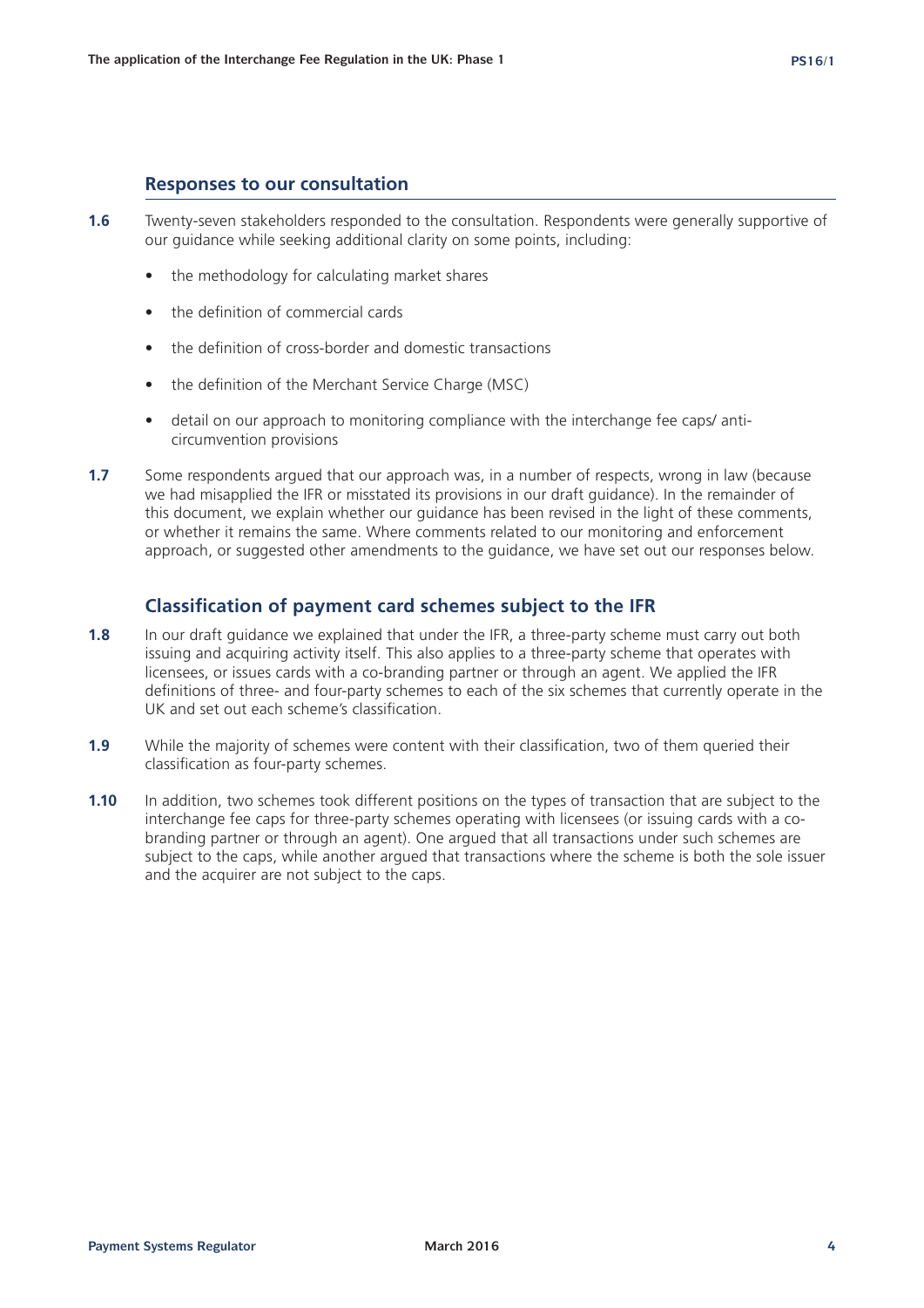## Responses to our consultation

**1.6** Twenty-seven stakeholders responded to the consultation. Respondents were generally supportive of our guidance while seeking additional clarity on some points, including:

- the methodology for calculating market shares
- the definition of commercial cards
- the definition of cross-border and domestic transactions
- the definition of the Merchant Service Charge (MSC)
- detail on our approach to monitoring compliance with the interchange fee caps/ anti-circumvention provisions

**1.7** Some respondents argued that our approach was, in a number of respects, wrong in law (because we had misapplied the IFR or misstated its provisions in our draft guidance). In the remainder of this document, we explain whether our guidance has been revised in the light of these comments, or whether it remains the same. Where comments related to our monitoring and enforcement approach, or suggested other amendments to the guidance, we have set out our responses below.

## Classification of payment card schemes subject to the IFR

**1.8** In our draft guidance we explained that under the IFR, a three-party scheme must carry out both issuing and acquiring activity itself. This also applies to a three-party scheme that operates with licensees, or issues cards with a co-branding partner or through an agent. We applied the IFR definitions of three- and four-party schemes to each of the six schemes that currently operate in the UK and set out each scheme's classification.

**1.9** While the majority of schemes were content with their classification, two of them queried their classification as four-party schemes.

**1.10** In addition, two schemes took different positions on the types of transaction that are subject to the interchange fee caps for three-party schemes operating with licensees (or issuing cards with a co-branding partner or through an agent). One argued that all transactions under such schemes are subject to the caps, while another argued that transactions where the scheme is both the sole issuer and the acquirer are not subject to the caps.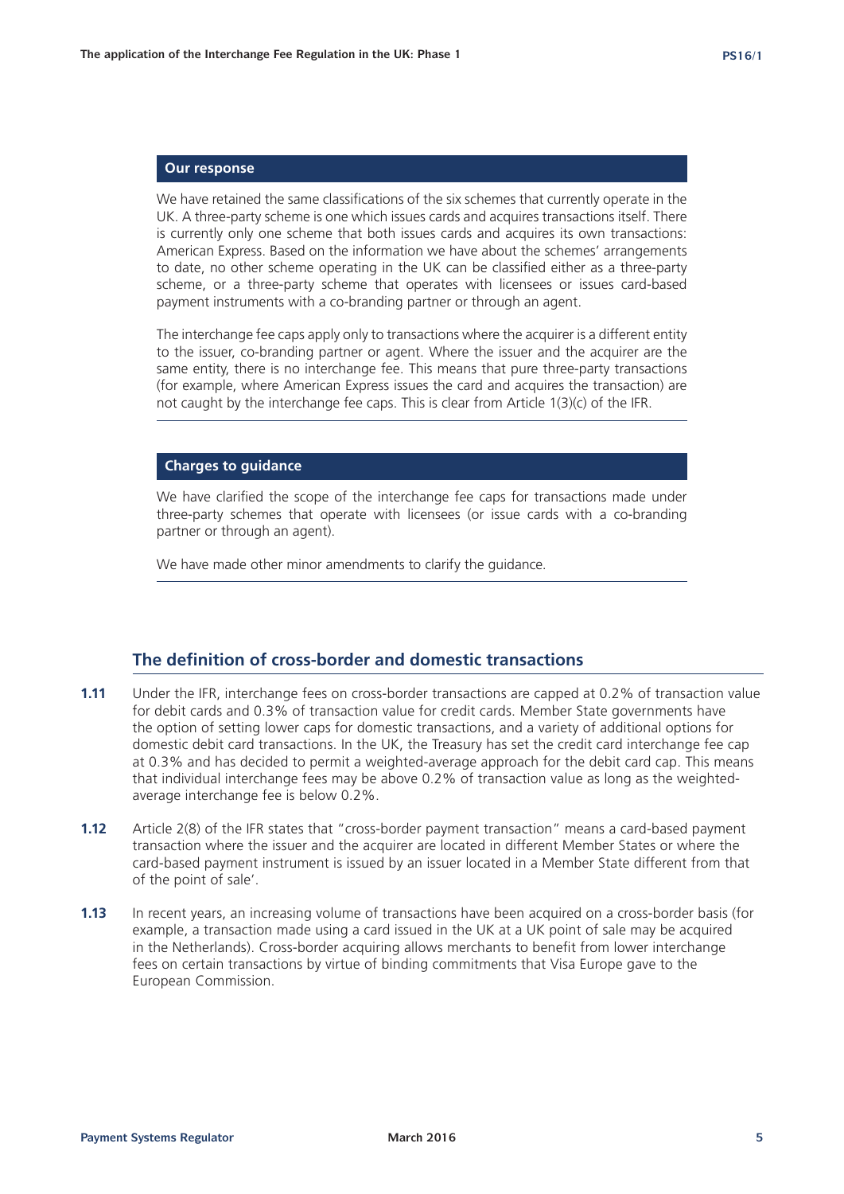### Our response

We have retained the same classifications of the six schemes that currently operate in the UK. A three-party scheme is one which issues cards and acquires transactions itself. There is currently only one scheme that both issues cards and acquires its own transactions: American Express. Based on the information we have about the schemes' arrangements to date, no other scheme operating in the UK can be classified either as a three-party scheme, or a three-party scheme that operates with licensees or issues card-based payment instruments with a co-branding partner or through an agent.

The interchange fee caps apply only to transactions where the acquirer is a different entity to the issuer, co-branding partner or agent. Where the issuer and the acquirer are the same entity, there is no interchange fee. This means that pure three-party transactions (for example, where American Express issues the card and acquires the transaction) are not caught by the interchange fee caps. This is clear from Article 1(3)(c) of the IFR.

### Charges to guidance

We have clarified the scope of the interchange fee caps for transactions made under three-party schemes that operate with licensees (or issue cards with a co-branding partner or through an agent).

We have made other minor amendments to clarify the guidance.

## The definition of cross-border and domestic transactions

**1.11** Under the IFR, interchange fees on cross-border transactions are capped at 0.2% of transaction value for debit cards and 0.3% of transaction value for credit cards. Member State governments have the option of setting lower caps for domestic transactions, and a variety of additional options for domestic debit card transactions. In the UK, the Treasury has set the credit card interchange fee cap at 0.3% and has decided to permit a weighted-average approach for the debit card cap. This means that individual interchange fees may be above 0.2% of transaction value as long as the weighted-average interchange fee is below 0.2%.

**1.12** Article 2(8) of the IFR states that "cross-border payment transaction" means a card-based payment transaction where the issuer and the acquirer are located in different Member States or where the card-based payment instrument is issued by an issuer located in a Member State different from that of the point of sale'.

**1.13** In recent years, an increasing volume of transactions have been acquired on a cross-border basis (for example, a transaction made using a card issued in the UK at a UK point of sale may be acquired in the Netherlands). Cross-border acquiring allows merchants to benefit from lower interchange fees on certain transactions by virtue of binding commitments that Visa Europe gave to the European Commission.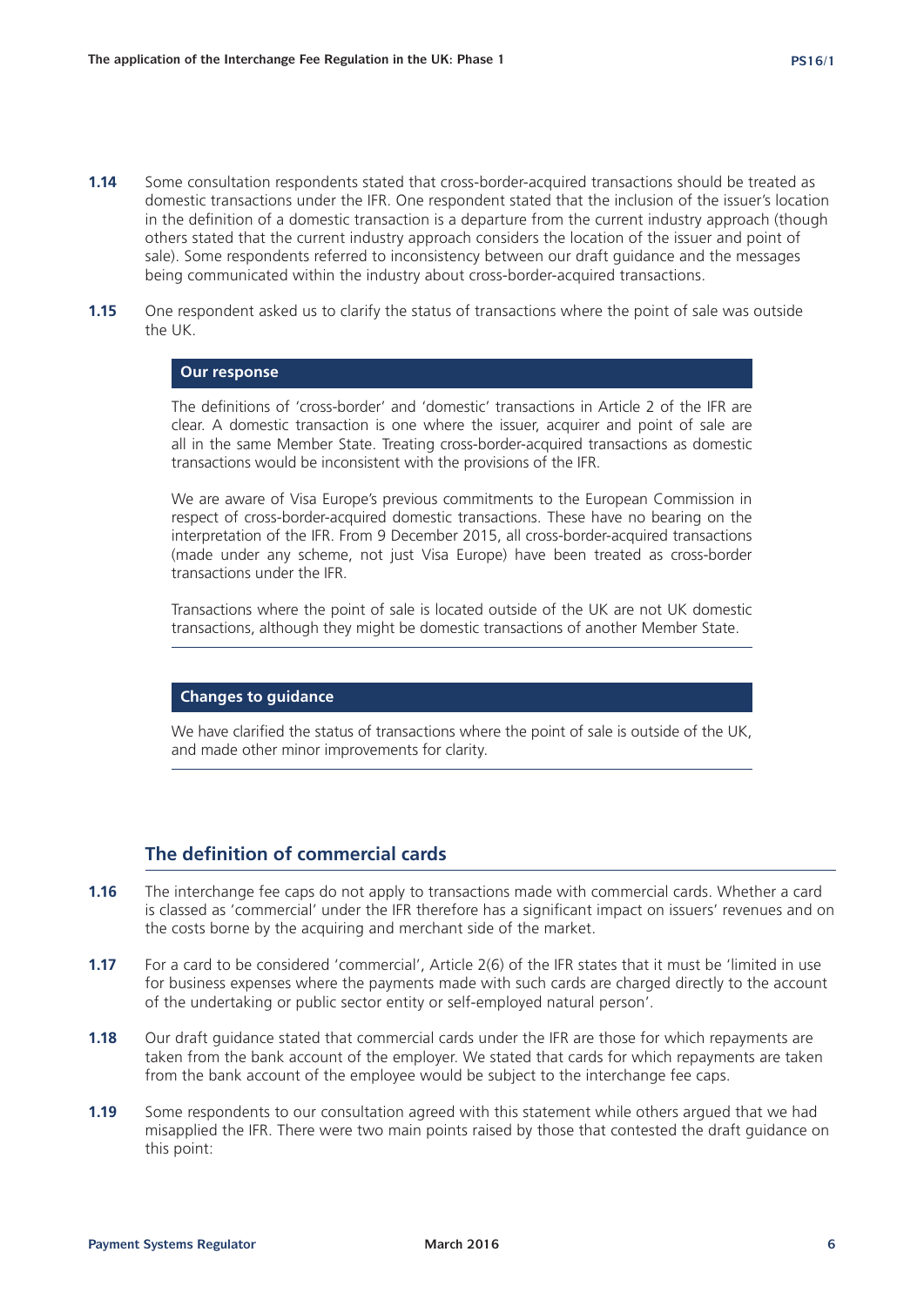**1.14** Some consultation respondents stated that cross-border-acquired transactions should be treated as domestic transactions under the IFR. One respondent stated that the inclusion of the issuer's location in the definition of a domestic transaction is a departure from the current industry approach (though others stated that the current industry approach considers the location of the issuer and point of sale). Some respondents referred to inconsistency between our draft guidance and the messages being communicated within the industry about cross-border-acquired transactions.

**1.15** One respondent asked us to clarify the status of transactions where the point of sale was outside the UK.

**Our response**

The definitions of 'cross-border' and 'domestic' transactions in Article 2 of the IFR are clear. A domestic transaction is one where the issuer, acquirer and point of sale are all in the same Member State. Treating cross-border-acquired transactions as domestic transactions would be inconsistent with the provisions of the IFR.

We are aware of Visa Europe's previous commitments to the European Commission in respect of cross-border-acquired domestic transactions. These have no bearing on the interpretation of the IFR. From 9 December 2015, all cross-border-acquired transactions (made under any scheme, not just Visa Europe) have been treated as cross-border transactions under the IFR.

Transactions where the point of sale is located outside of the UK are not UK domestic transactions, although they might be domestic transactions of another Member State.

**Changes to guidance**

We have clarified the status of transactions where the point of sale is outside of the UK, and made other minor improvements for clarity.

## The definition of commercial cards

**1.16** The interchange fee caps do not apply to transactions made with commercial cards. Whether a card is classed as 'commercial' under the IFR therefore has a significant impact on issuers' revenues and on the costs borne by the acquiring and merchant side of the market.

**1.17** For a card to be considered 'commercial', Article 2(6) of the IFR states that it must be 'limited in use for business expenses where the payments made with such cards are charged directly to the account of the undertaking or public sector entity or self-employed natural person'.

**1.18** Our draft guidance stated that commercial cards under the IFR are those for which repayments are taken from the bank account of the employer. We stated that cards for which repayments are taken from the bank account of the employee would be subject to the interchange fee caps.

**1.19** Some respondents to our consultation agreed with this statement while others argued that we had misapplied the IFR. There were two main points raised by those that contested the draft guidance on this point: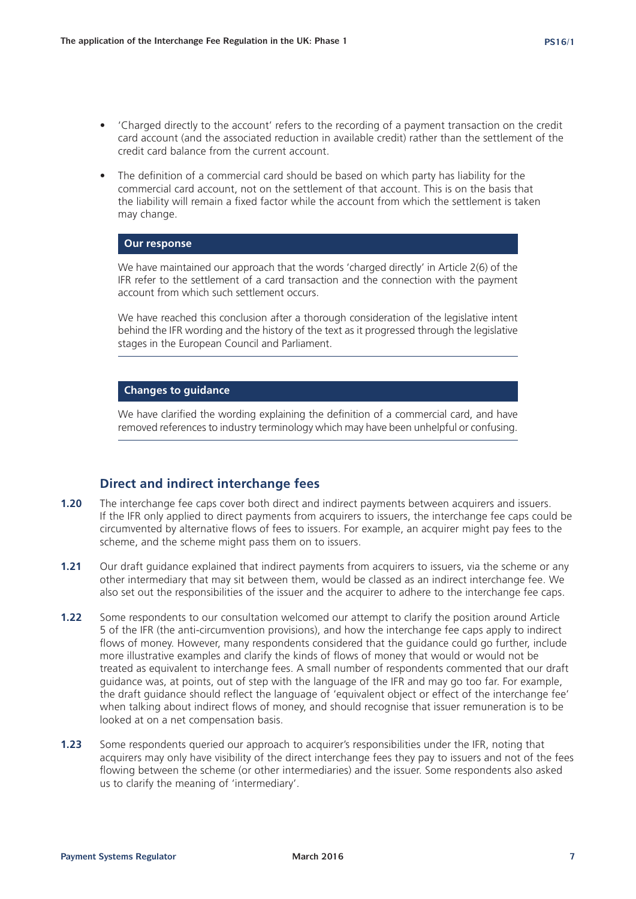- 'Charged directly to the account' refers to the recording of a payment transaction on the credit card account (and the associated reduction in available credit) rather than the settlement of the credit card balance from the current account.
- The definition of a commercial card should be based on which party has liability for the commercial card account, not on the settlement of that account. This is on the basis that the liability will remain a fixed factor while the account from which the settlement is taken may change.

**Our response**

We have maintained our approach that the words 'charged directly' in Article 2(6) of the IFR refer to the settlement of a card transaction and the connection with the payment account from which such settlement occurs.

We have reached this conclusion after a thorough consideration of the legislative intent behind the IFR wording and the history of the text as it progressed through the legislative stages in the European Council and Parliament.

**Changes to guidance**

We have clarified the wording explaining the definition of a commercial card, and have removed references to industry terminology which may have been unhelpful or confusing.

## Direct and indirect interchange fees

**1.20** The interchange fee caps cover both direct and indirect payments between acquirers and issuers. If the IFR only applied to direct payments from acquirers to issuers, the interchange fee caps could be circumvented by alternative flows of fees to issuers. For example, an acquirer might pay fees to the scheme, and the scheme might pass them on to issuers.

**1.21** Our draft guidance explained that indirect payments from acquirers to issuers, via the scheme or any other intermediary that may sit between them, would be classed as an indirect interchange fee. We also set out the responsibilities of the issuer and the acquirer to adhere to the interchange fee caps.

**1.22** Some respondents to our consultation welcomed our attempt to clarify the position around Article 5 of the IFR (the anti-circumvention provisions), and how the interchange fee caps apply to indirect flows of money. However, many respondents considered that the guidance could go further, include more illustrative examples and clarify the kinds of flows of money that would or would not be treated as equivalent to interchange fees. A small number of respondents commented that our draft guidance was, at points, out of step with the language of the IFR and may go too far. For example, the draft guidance should reflect the language of 'equivalent object or effect of the interchange fee' when talking about indirect flows of money, and should recognise that issuer remuneration is to be looked at on a net compensation basis.

**1.23** Some respondents queried our approach to acquirer's responsibilities under the IFR, noting that acquirers may only have visibility of the direct interchange fees they pay to issuers and not of the fees flowing between the scheme (or other intermediaries) and the issuer. Some respondents also asked us to clarify the meaning of 'intermediary'.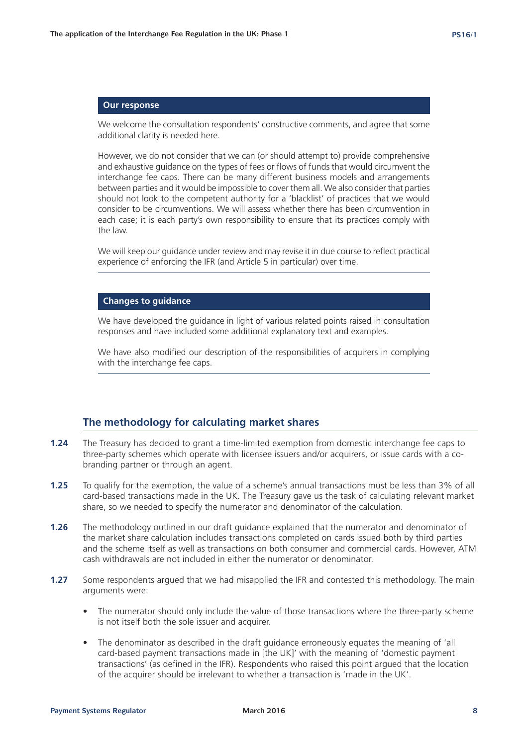#### Our response

We welcome the consultation respondents' constructive comments, and agree that some additional clarity is needed here.

However, we do not consider that we can (or should attempt to) provide comprehensive and exhaustive guidance on the types of fees or flows of funds that would circumvent the interchange fee caps. There can be many different business models and arrangements between parties and it would be impossible to cover them all. We also consider that parties should not look to the competent authority for a 'blacklist' of practices that we would consider to be circumventions. We will assess whether there has been circumvention in each case; it is each party's own responsibility to ensure that its practices comply with the law.

We will keep our guidance under review and may revise it in due course to reflect practical experience of enforcing the IFR (and Article 5 in particular) over time.

#### Changes to guidance

We have developed the guidance in light of various related points raised in consultation responses and have included some additional explanatory text and examples.

We have also modified our description of the responsibilities of acquirers in complying with the interchange fee caps.

### The methodology for calculating market shares

**1.24** The Treasury has decided to grant a time-limited exemption from domestic interchange fee caps to three-party schemes which operate with licensee issuers and/or acquirers, or issue cards with a co-branding partner or through an agent.

**1.25** To qualify for the exemption, the value of a scheme's annual transactions must be less than 3% of all card-based transactions made in the UK. The Treasury gave us the task of calculating relevant market share, so we needed to specify the numerator and denominator of the calculation.

**1.26** The methodology outlined in our draft guidance explained that the numerator and denominator of the market share calculation includes transactions completed on cards issued both by third parties and the scheme itself as well as transactions on both consumer and commercial cards. However, ATM cash withdrawals are not included in either the numerator or denominator.

**1.27** Some respondents argued that we had misapplied the IFR and contested this methodology. The main arguments were:

- The numerator should only include the value of those transactions where the three-party scheme is not itself both the sole issuer and acquirer.
- The denominator as described in the draft guidance erroneously equates the meaning of 'all card-based payment transactions made in [the UK]' with the meaning of 'domestic payment transactions' (as defined in the IFR). Respondents who raised this point argued that the location of the acquirer should be irrelevant to whether a transaction is 'made in the UK'.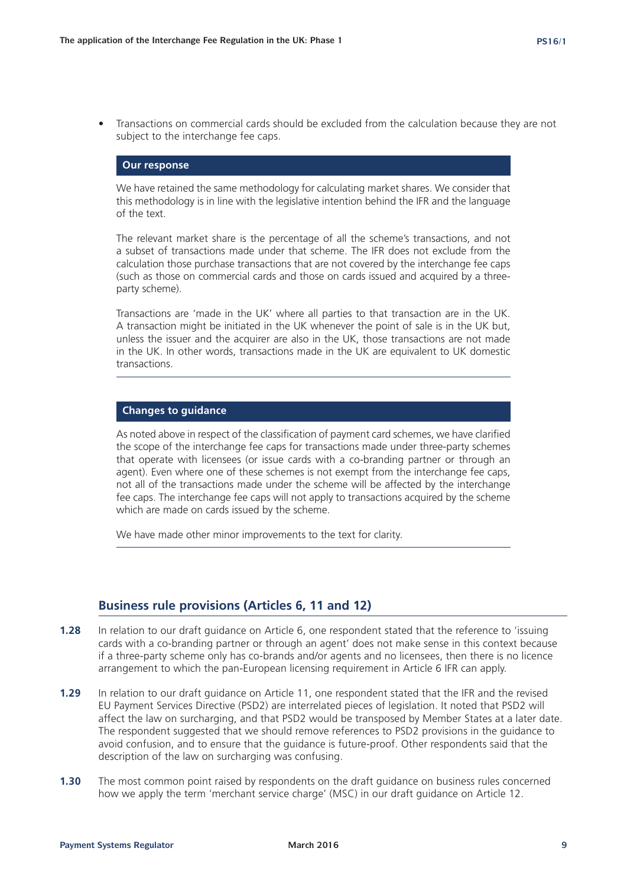- Transactions on commercial cards should be excluded from the calculation because they are not subject to the interchange fee caps.

**Our response**

We have retained the same methodology for calculating market shares. We consider that this methodology is in line with the legislative intention behind the IFR and the language of the text.

The relevant market share is the percentage of all the scheme's transactions, and not a subset of transactions made under that scheme. The IFR does not exclude from the calculation those purchase transactions that are not covered by the interchange fee caps (such as those on commercial cards and those on cards issued and acquired by a three-party scheme).

Transactions are 'made in the UK' where all parties to that transaction are in the UK. A transaction might be initiated in the UK whenever the point of sale is in the UK but, unless the issuer and the acquirer are also in the UK, those transactions are not made in the UK. In other words, transactions made in the UK are equivalent to UK domestic transactions.

**Changes to guidance**

As noted above in respect of the classification of payment card schemes, we have clarified the scope of the interchange fee caps for transactions made under three-party schemes that operate with licensees (or issue cards with a co-branding partner or through an agent). Even where one of these schemes is not exempt from the interchange fee caps, not all of the transactions made under the scheme will be affected by the interchange fee caps. The interchange fee caps will not apply to transactions acquired by the scheme which are made on cards issued by the scheme.

We have made other minor improvements to the text for clarity.

## Business rule provisions (Articles 6, 11 and 12)

**1.28** In relation to our draft guidance on Article 6, one respondent stated that the reference to 'issuing cards with a co-branding partner or through an agent' does not make sense in this context because if a three-party scheme only has co-brands and/or agents and no licensees, then there is no licence arrangement to which the pan-European licensing requirement in Article 6 IFR can apply.

**1.29** In relation to our draft guidance on Article 11, one respondent stated that the IFR and the revised EU Payment Services Directive (PSD2) are interrelated pieces of legislation. It noted that PSD2 will affect the law on surcharging, and that PSD2 would be transposed by Member States at a later date. The respondent suggested that we should remove references to PSD2 provisions in the guidance to avoid confusion, and to ensure that the guidance is future-proof. Other respondents said that the description of the law on surcharging was confusing.

**1.30** The most common point raised by respondents on the draft guidance on business rules concerned how we apply the term 'merchant service charge' (MSC) in our draft guidance on Article 12.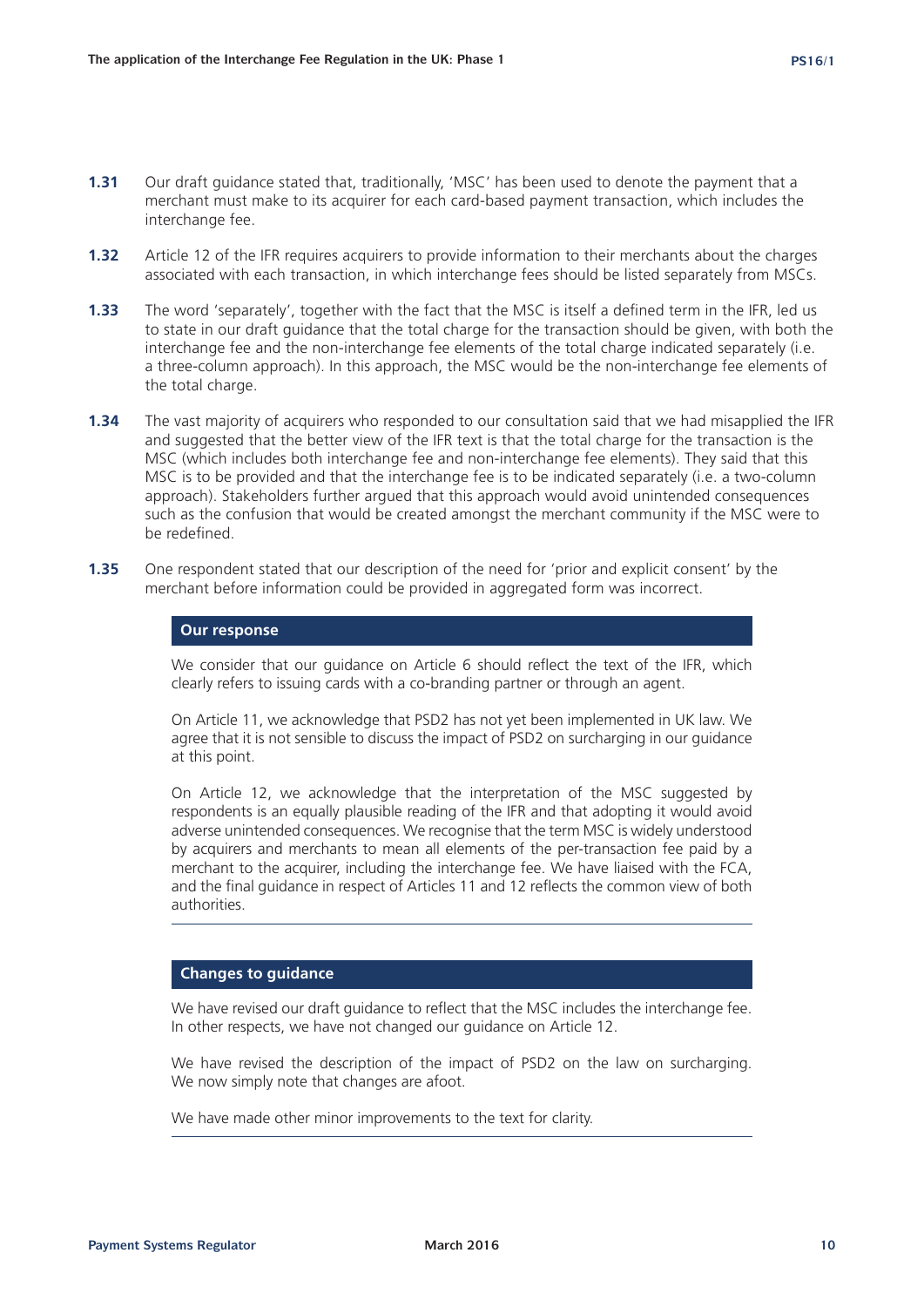**1.31** Our draft guidance stated that, traditionally, 'MSC' has been used to denote the payment that a merchant must make to its acquirer for each card-based payment transaction, which includes the interchange fee.

**1.32** Article 12 of the IFR requires acquirers to provide information to their merchants about the charges associated with each transaction, in which interchange fees should be listed separately from MSCs.

**1.33** The word 'separately', together with the fact that the MSC is itself a defined term in the IFR, led us to state in our draft guidance that the total charge for the transaction should be given, with both the interchange fee and the non-interchange fee elements of the total charge indicated separately (i.e. a three-column approach). In this approach, the MSC would be the non-interchange fee elements of the total charge.

**1.34** The vast majority of acquirers who responded to our consultation said that we had misapplied the IFR and suggested that the better view of the IFR text is that the total charge for the transaction is the MSC (which includes both interchange fee and non-interchange fee elements). They said that this MSC is to be provided and that the interchange fee is to be indicated separately (i.e. a two-column approach). Stakeholders further argued that this approach would avoid unintended consequences such as the confusion that would be created amongst the merchant community if the MSC were to be redefined.

**1.35** One respondent stated that our description of the need for 'prior and explicit consent' by the merchant before information could be provided in aggregated form was incorrect.

### Our response

We consider that our guidance on Article 6 should reflect the text of the IFR, which clearly refers to issuing cards with a co-branding partner or through an agent.

On Article 11, we acknowledge that PSD2 has not yet been implemented in UK law. We agree that it is not sensible to discuss the impact of PSD2 on surcharging in our guidance at this point.

On Article 12, we acknowledge that the interpretation of the MSC suggested by respondents is an equally plausible reading of the IFR and that adopting it would avoid adverse unintended consequences. We recognise that the term MSC is widely understood by acquirers and merchants to mean all elements of the per-transaction fee paid by a merchant to the acquirer, including the interchange fee. We have liaised with the FCA, and the final guidance in respect of Articles 11 and 12 reflects the common view of both authorities.

### Changes to guidance

We have revised our draft guidance to reflect that the MSC includes the interchange fee. In other respects, we have not changed our guidance on Article 12.

We have revised the description of the impact of PSD2 on the law on surcharging. We now simply note that changes are afoot.

We have made other minor improvements to the text for clarity.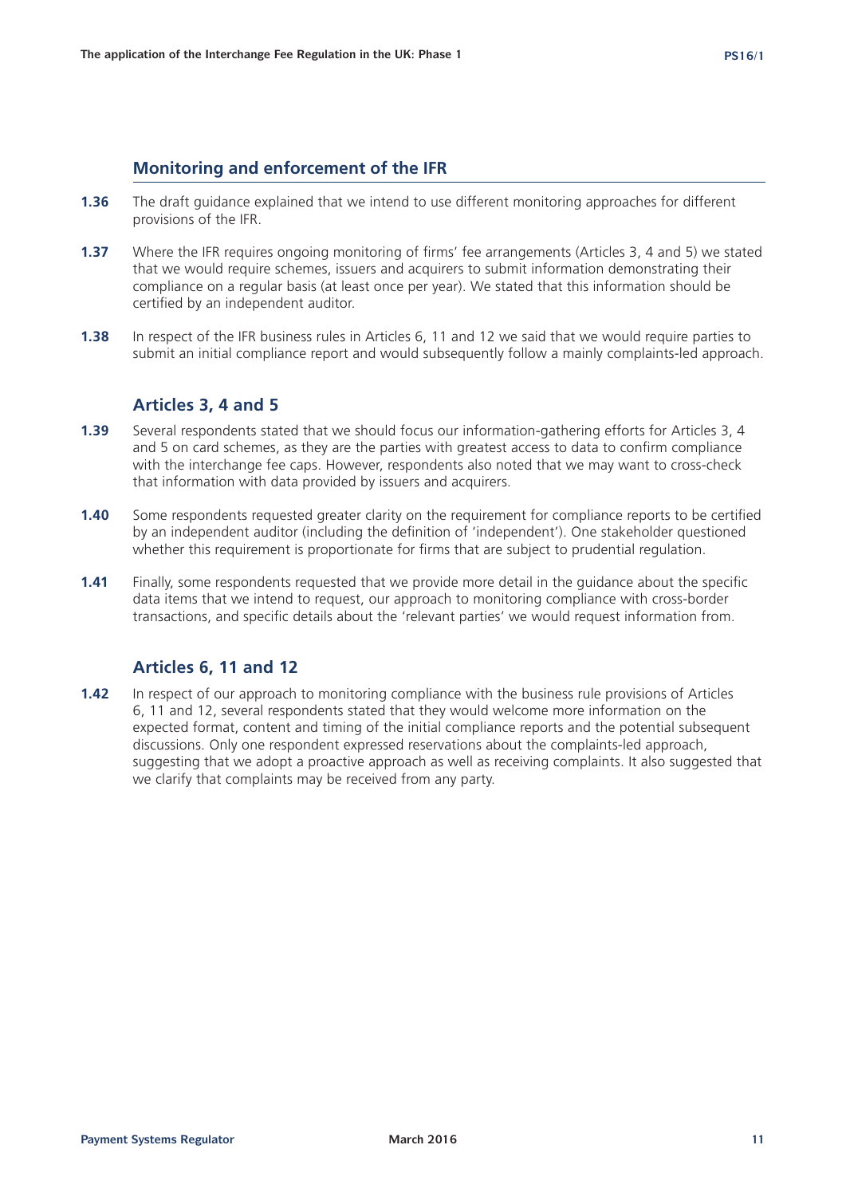## Monitoring and enforcement of the IFR

**1.36** The draft guidance explained that we intend to use different monitoring approaches for different provisions of the IFR.

**1.37** Where the IFR requires ongoing monitoring of firms' fee arrangements (Articles 3, 4 and 5) we stated that we would require schemes, issuers and acquirers to submit information demonstrating their compliance on a regular basis (at least once per year). We stated that this information should be certified by an independent auditor.

**1.38** In respect of the IFR business rules in Articles 6, 11 and 12 we said that we would require parties to submit an initial compliance report and would subsequently follow a mainly complaints-led approach.

### Articles 3, 4 and 5

**1.39** Several respondents stated that we should focus our information-gathering efforts for Articles 3, 4 and 5 on card schemes, as they are the parties with greatest access to data to confirm compliance with the interchange fee caps. However, respondents also noted that we may want to cross-check that information with data provided by issuers and acquirers.

**1.40** Some respondents requested greater clarity on the requirement for compliance reports to be certified by an independent auditor (including the definition of 'independent'). One stakeholder questioned whether this requirement is proportionate for firms that are subject to prudential regulation.

**1.41** Finally, some respondents requested that we provide more detail in the guidance about the specific data items that we intend to request, our approach to monitoring compliance with cross-border transactions, and specific details about the 'relevant parties' we would request information from.

### Articles 6, 11 and 12

**1.42** In respect of our approach to monitoring compliance with the business rule provisions of Articles 6, 11 and 12, several respondents stated that they would welcome more information on the expected format, content and timing of the initial compliance reports and the potential subsequent discussions. Only one respondent expressed reservations about the complaints-led approach, suggesting that we adopt a proactive approach as well as receiving complaints. It also suggested that we clarify that complaints may be received from any party.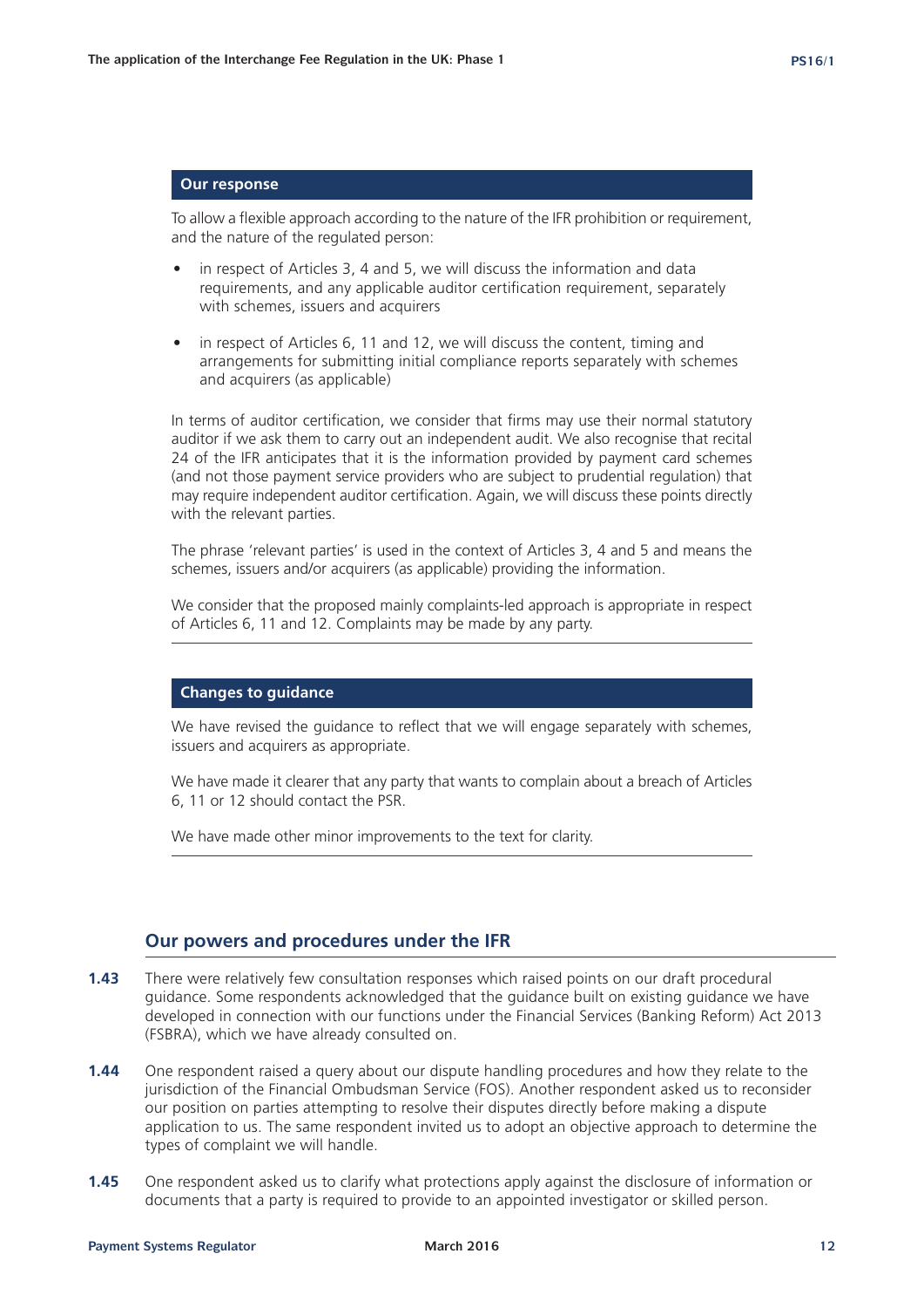**Our response**

To allow a flexible approach according to the nature of the IFR prohibition or requirement, and the nature of the regulated person:

- in respect of Articles 3, 4 and 5, we will discuss the information and data requirements, and any applicable auditor certification requirement, separately with schemes, issuers and acquirers
- in respect of Articles 6, 11 and 12, we will discuss the content, timing and arrangements for submitting initial compliance reports separately with schemes and acquirers (as applicable)

In terms of auditor certification, we consider that firms may use their normal statutory auditor if we ask them to carry out an independent audit. We also recognise that recital 24 of the IFR anticipates that it is the information provided by payment card schemes (and not those payment service providers who are subject to prudential regulation) that may require independent auditor certification. Again, we will discuss these points directly with the relevant parties.

The phrase 'relevant parties' is used in the context of Articles 3, 4 and 5 and means the schemes, issuers and/or acquirers (as applicable) providing the information.

We consider that the proposed mainly complaints-led approach is appropriate in respect of Articles 6, 11 and 12. Complaints may be made by any party.

**Changes to guidance**

We have revised the guidance to reflect that we will engage separately with schemes, issuers and acquirers as appropriate.

We have made it clearer that any party that wants to complain about a breach of Articles 6, 11 or 12 should contact the PSR.

We have made other minor improvements to the text for clarity.

## Our powers and procedures under the IFR

**1.43** There were relatively few consultation responses which raised points on our draft procedural guidance. Some respondents acknowledged that the guidance built on existing guidance we have developed in connection with our functions under the Financial Services (Banking Reform) Act 2013 (FSBRA), which we have already consulted on.

**1.44** One respondent raised a query about our dispute handling procedures and how they relate to the jurisdiction of the Financial Ombudsman Service (FOS). Another respondent asked us to reconsider our position on parties attempting to resolve their disputes directly before making a dispute application to us. The same respondent invited us to adopt an objective approach to determine the types of complaint we will handle.

**1.45** One respondent asked us to clarify what protections apply against the disclosure of information or documents that a party is required to provide to an appointed investigator or skilled person.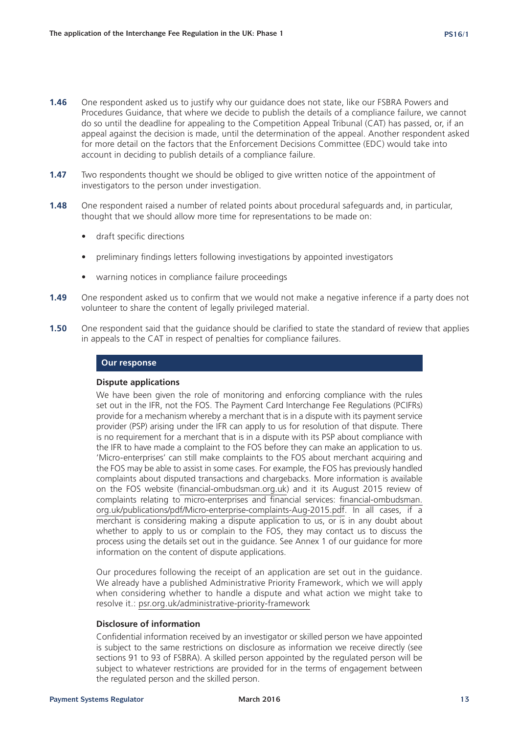**1.46** One respondent asked us to justify why our guidance does not state, like our FSBRA Powers and Procedures Guidance, that where we decide to publish the details of a compliance failure, we cannot do so until the deadline for appealing to the Competition Appeal Tribunal (CAT) has passed, or, if an appeal against the decision is made, until the determination of the appeal. Another respondent asked for more detail on the factors that the Enforcement Decisions Committee (EDC) would take into account in deciding to publish details of a compliance failure.

**1.47** Two respondents thought we should be obliged to give written notice of the appointment of investigators to the person under investigation.

**1.48** One respondent raised a number of related points about procedural safeguards and, in particular, thought that we should allow more time for representations to be made on:

- draft specific directions
- preliminary findings letters following investigations by appointed investigators
- warning notices in compliance failure proceedings

**1.49** One respondent asked us to confirm that we would not make a negative inference if a party does not volunteer to share the content of legally privileged material.

**1.50** One respondent said that the guidance should be clarified to state the standard of review that applies in appeals to the CAT in respect of penalties for compliance failures.

### Our response

**Dispute applications**

We have been given the role of monitoring and enforcing compliance with the rules set out in the IFR, not the FOS. The Payment Card Interchange Fee Regulations (PCIFRs) provide for a mechanism whereby a merchant that is in a dispute with its payment service provider (PSP) arising under the IFR can apply to us for resolution of that dispute. There is no requirement for a merchant that is in a dispute with its PSP about compliance with the IFR to have made a complaint to the FOS before they can make an application to us. 'Micro-enterprises' can still make complaints to the FOS about merchant acquiring and the FOS may be able to assist in some cases. For example, the FOS has previously handled complaints about disputed transactions and chargebacks. More information is available on the FOS website (financial-ombudsman.org.uk) and it its August 2015 review of complaints relating to micro-enterprises and financial services: financial-ombudsman.org.uk/publications/pdf/Micro-enterprise-complaints-Aug-2015.pdf. In all cases, if a merchant is considering making a dispute application to us, or is in any doubt about whether to apply to us or complain to the FOS, they may contact us to discuss the process using the details set out in the guidance. See Annex 1 of our guidance for more information on the content of dispute applications.

Our procedures following the receipt of an application are set out in the guidance. We already have a published Administrative Priority Framework, which we will apply when considering whether to handle a dispute and what action we might take to resolve it.: psr.org.uk/administrative-priority-framework

**Disclosure of information**

Confidential information received by an investigator or skilled person we have appointed is subject to the same restrictions on disclosure as information we receive directly (see sections 91 to 93 of FSBRA). A skilled person appointed by the regulated person will be subject to whatever restrictions are provided for in the terms of engagement between the regulated person and the skilled person.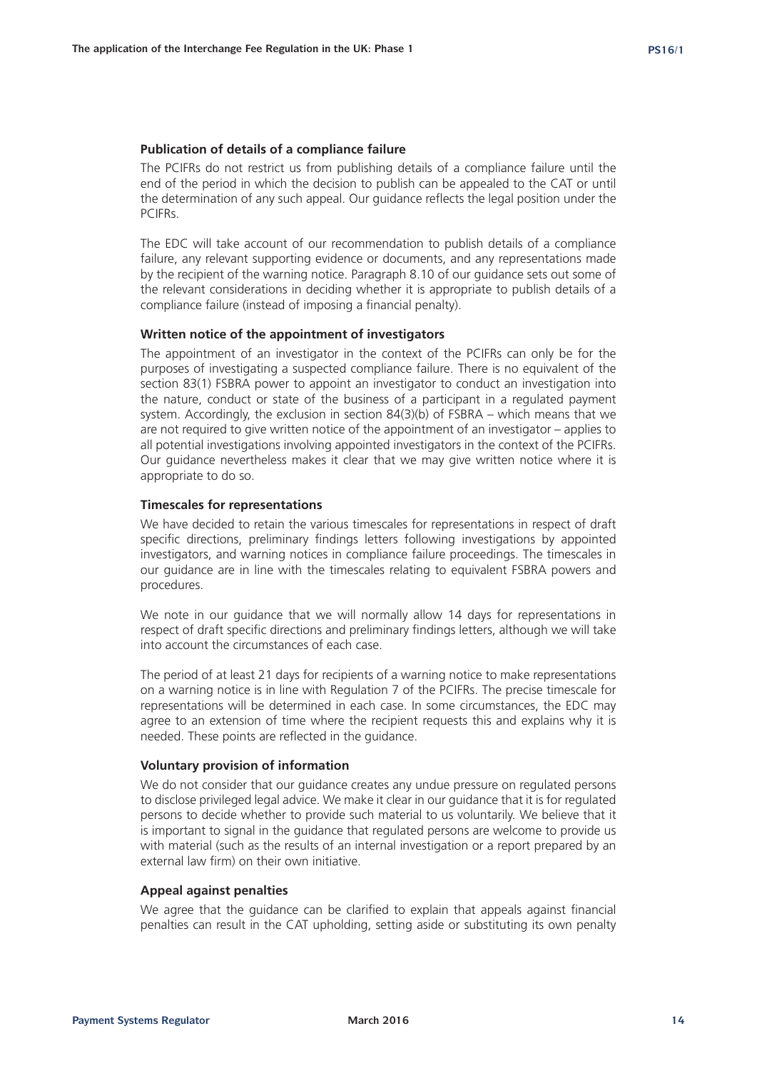#### Publication of details of a compliance failure

The PCIFRs do not restrict us from publishing details of a compliance failure until the end of the period in which the decision to publish can be appealed to the CAT or until the determination of any such appeal. Our guidance reflects the legal position under the PCIFRs.

The EDC will take account of our recommendation to publish details of a compliance failure, any relevant supporting evidence or documents, and any representations made by the recipient of the warning notice. Paragraph 8.10 of our guidance sets out some of the relevant considerations in deciding whether it is appropriate to publish details of a compliance failure (instead of imposing a financial penalty).

#### Written notice of the appointment of investigators

The appointment of an investigator in the context of the PCIFRs can only be for the purposes of investigating a suspected compliance failure. There is no equivalent of the section 83(1) FSBRA power to appoint an investigator to conduct an investigation into the nature, conduct or state of the business of a participant in a regulated payment system. Accordingly, the exclusion in section 84(3)(b) of FSBRA – which means that we are not required to give written notice of the appointment of an investigator – applies to all potential investigations involving appointed investigators in the context of the PCIFRs. Our guidance nevertheless makes it clear that we may give written notice where it is appropriate to do so.

#### Timescales for representations

We have decided to retain the various timescales for representations in respect of draft specific directions, preliminary findings letters following investigations by appointed investigators, and warning notices in compliance failure proceedings. The timescales in our guidance are in line with the timescales relating to equivalent FSBRA powers and procedures.

We note in our guidance that we will normally allow 14 days for representations in respect of draft specific directions and preliminary findings letters, although we will take into account the circumstances of each case.

The period of at least 21 days for recipients of a warning notice to make representations on a warning notice is in line with Regulation 7 of the PCIFRs. The precise timescale for representations will be determined in each case. In some circumstances, the EDC may agree to an extension of time where the recipient requests this and explains why it is needed. These points are reflected in the guidance.

#### Voluntary provision of information

We do not consider that our guidance creates any undue pressure on regulated persons to disclose privileged legal advice. We make it clear in our guidance that it is for regulated persons to decide whether to provide such material to us voluntarily. We believe that it is important to signal in the guidance that regulated persons are welcome to provide us with material (such as the results of an internal investigation or a report prepared by an external law firm) on their own initiative.

#### Appeal against penalties

We agree that the guidance can be clarified to explain that appeals against financial penalties can result in the CAT upholding, setting aside or substituting its own penalty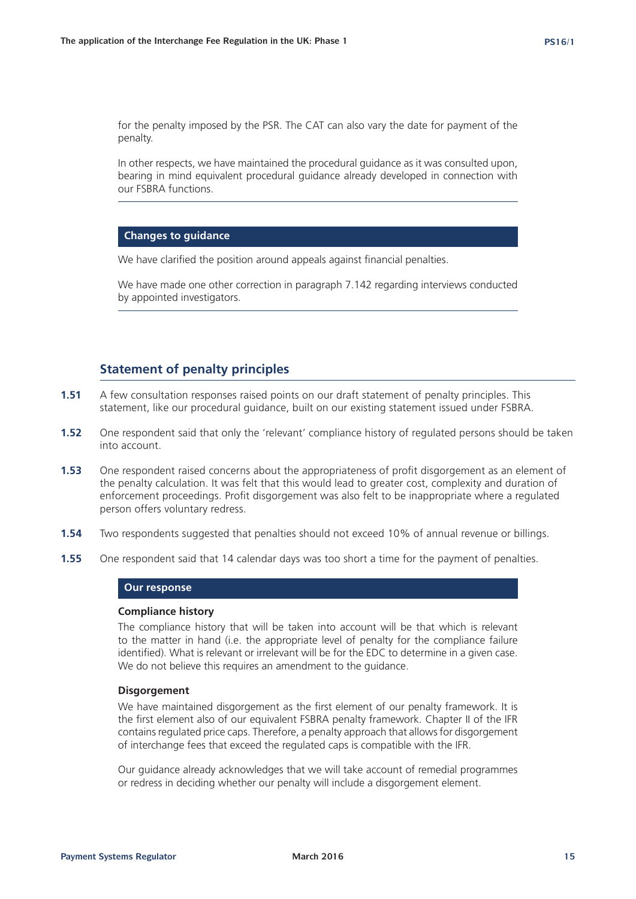for the penalty imposed by the PSR. The CAT can also vary the date for payment of the penalty.

In other respects, we have maintained the procedural guidance as it was consulted upon, bearing in mind equivalent procedural guidance already developed in connection with our FSBRA functions.

**Changes to guidance**

We have clarified the position around appeals against financial penalties.

We have made one other correction in paragraph 7.142 regarding interviews conducted by appointed investigators.

## Statement of penalty principles

**1.51** A few consultation responses raised points on our draft statement of penalty principles. This statement, like our procedural guidance, built on our existing statement issued under FSBRA.

**1.52** One respondent said that only the 'relevant' compliance history of regulated persons should be taken into account.

**1.53** One respondent raised concerns about the appropriateness of profit disgorgement as an element of the penalty calculation. It was felt that this would lead to greater cost, complexity and duration of enforcement proceedings. Profit disgorgement was also felt to be inappropriate where a regulated person offers voluntary redress.

**1.54** Two respondents suggested that penalties should not exceed 10% of annual revenue or billings.

**1.55** One respondent said that 14 calendar days was too short a time for the payment of penalties.

**Our response**

**Compliance history**

The compliance history that will be taken into account will be that which is relevant to the matter in hand (i.e. the appropriate level of penalty for the compliance failure identified). What is relevant or irrelevant will be for the EDC to determine in a given case. We do not believe this requires an amendment to the guidance.

**Disgorgement**

We have maintained disgorgement as the first element of our penalty framework. It is the first element also of our equivalent FSBRA penalty framework. Chapter II of the IFR contains regulated price caps. Therefore, a penalty approach that allows for disgorgement of interchange fees that exceed the regulated caps is compatible with the IFR.

Our guidance already acknowledges that we will take account of remedial programmes or redress in deciding whether our penalty will include a disgorgement element.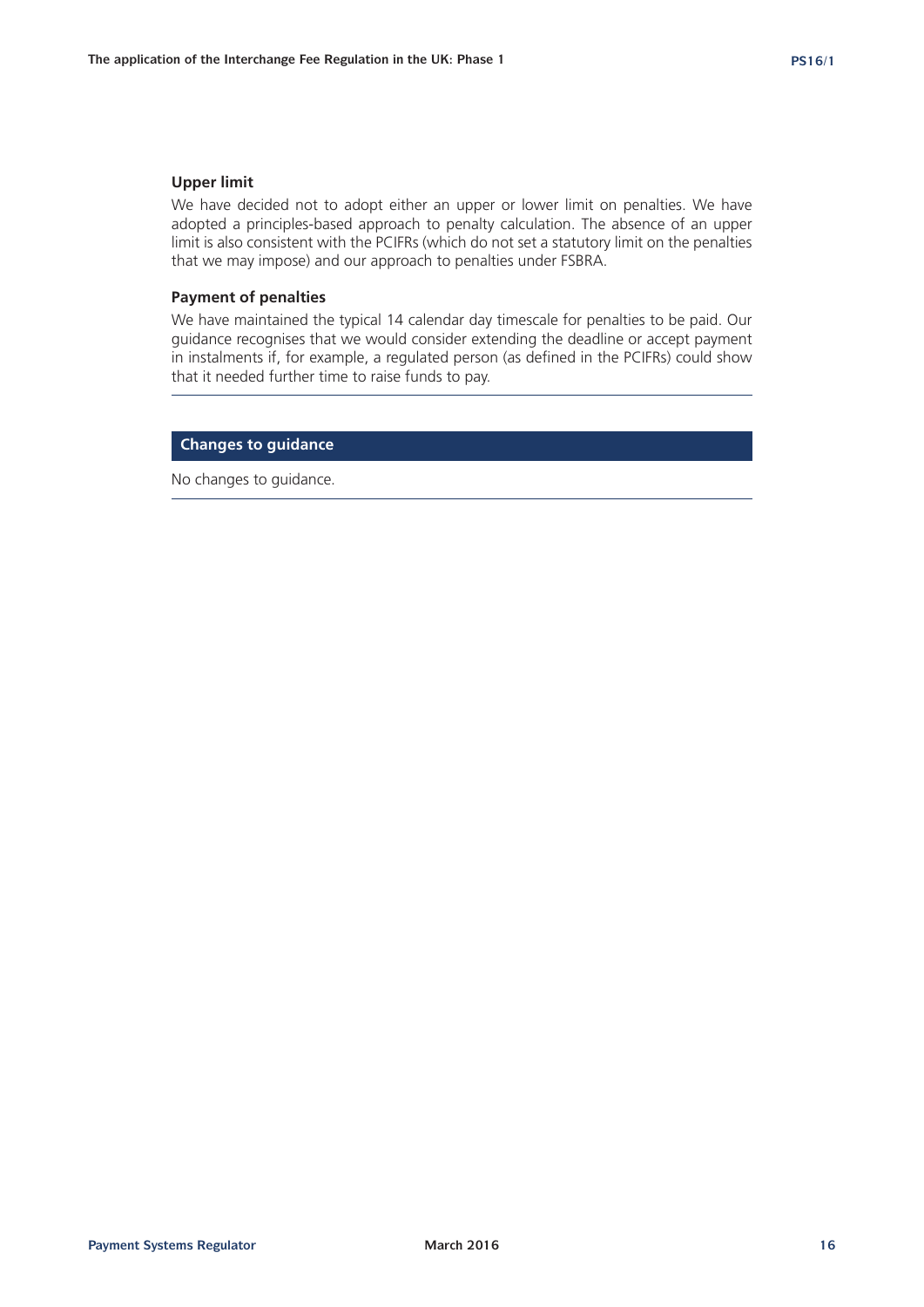**Upper limit**

We have decided not to adopt either an upper or lower limit on penalties. We have adopted a principles-based approach to penalty calculation. The absence of an upper limit is also consistent with the PCIFRs (which do not set a statutory limit on the penalties that we may impose) and our approach to penalties under FSBRA.

**Payment of penalties**

We have maintained the typical 14 calendar day timescale for penalties to be paid. Our guidance recognises that we would consider extending the deadline or accept payment in instalments if, for example, a regulated person (as defined in the PCIFRs) could show that it needed further time to raise funds to pay.

### Changes to guidance

No changes to guidance.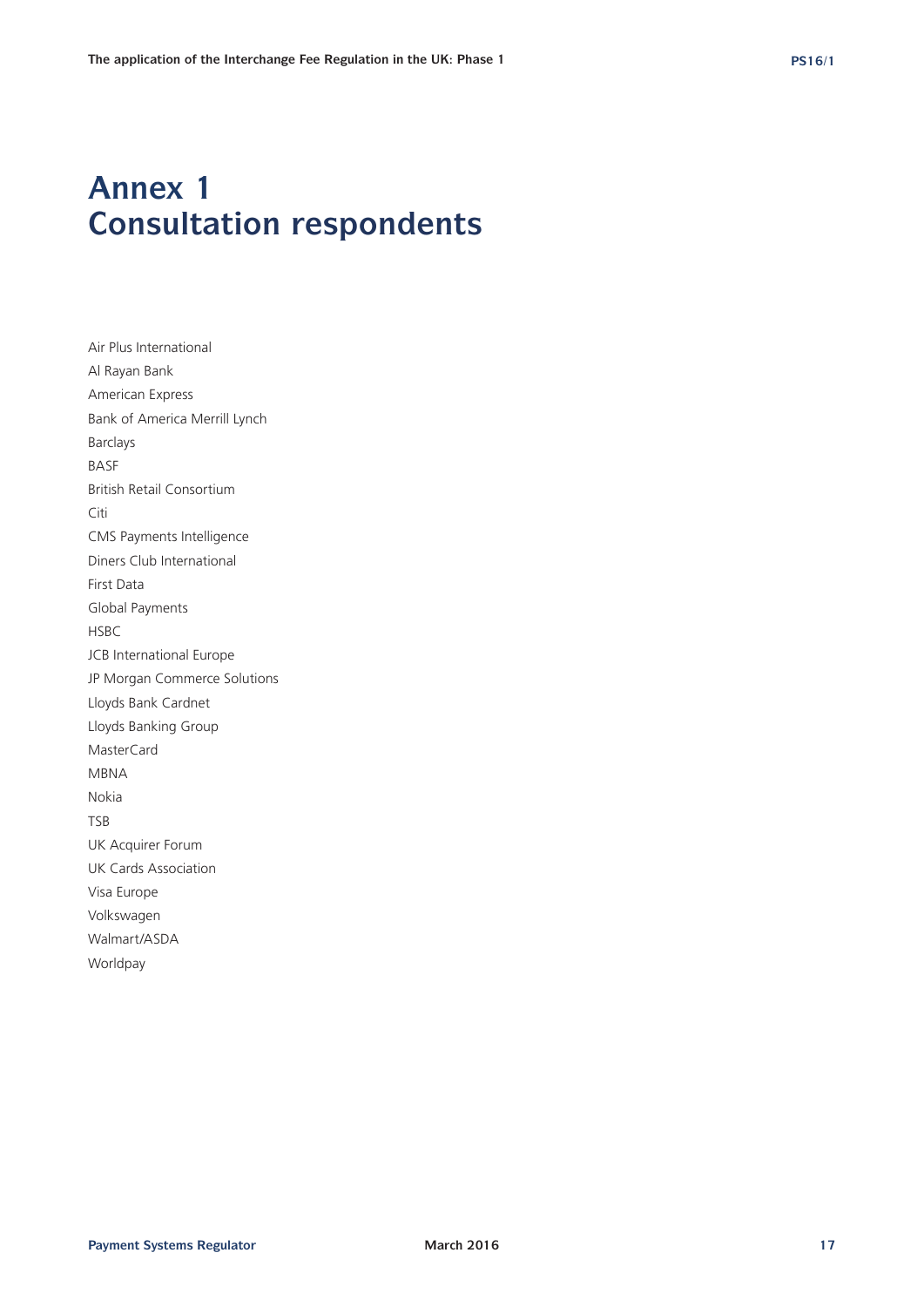# Annex 1
# Consultation respondents

Air Plus International

Al Rayan Bank

American Express

Bank of America Merrill Lynch

Barclays

BASF

British Retail Consortium

Citi

CMS Payments Intelligence

Diners Club International

First Data

Global Payments

HSBC

JCB International Europe

JP Morgan Commerce Solutions

Lloyds Bank Cardnet

Lloyds Banking Group

MasterCard

MBNA

Nokia

TSB

UK Acquirer Forum

UK Cards Association

Visa Europe

Volkswagen

Walmart/ASDA

Worldpay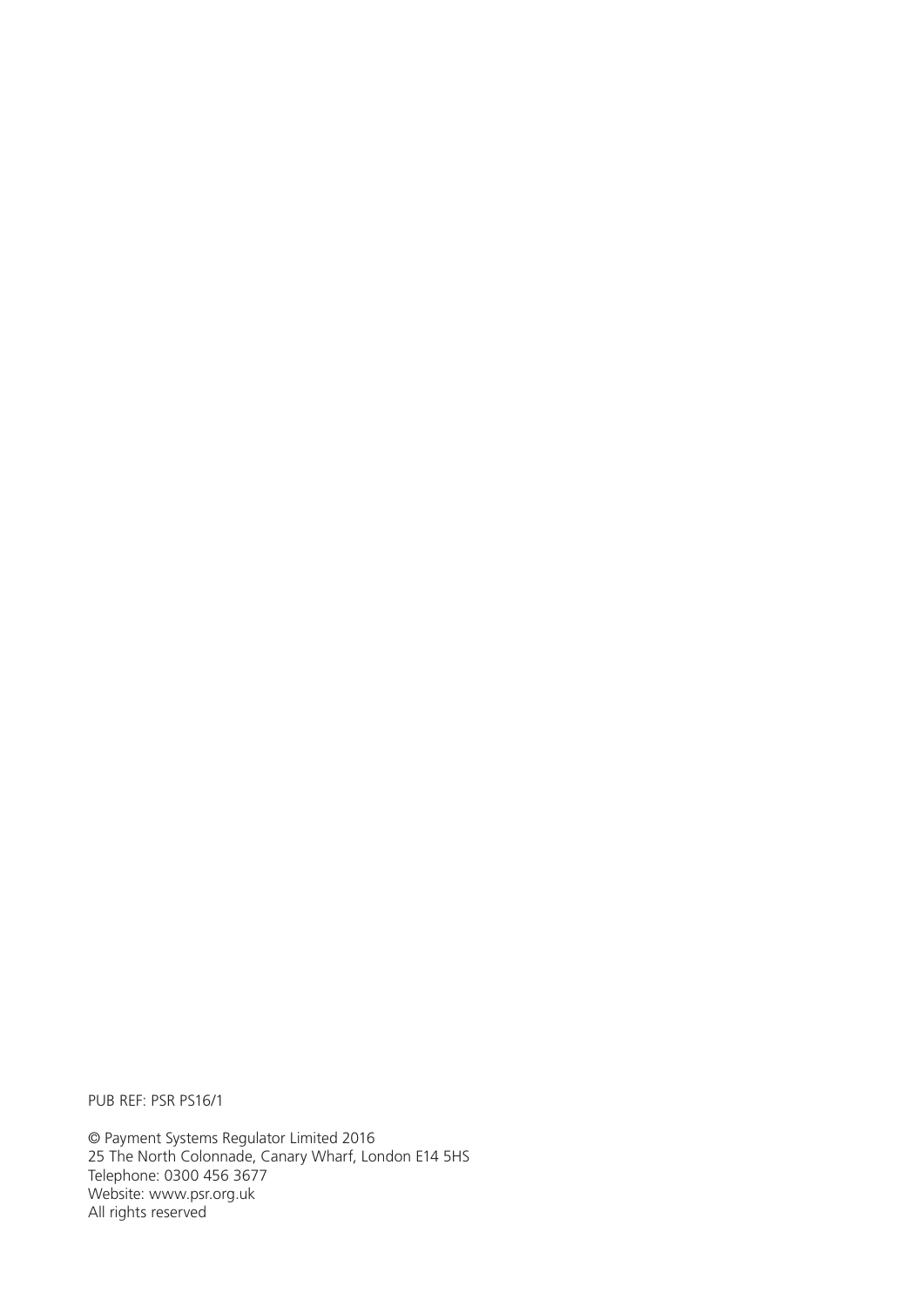PUB REF: PSR PS16/1

© Payment Systems Regulator Limited 2016
25 The North Colonnade, Canary Wharf, London E14 5HS
Telephone: 0300 456 3677
Website: www.psr.org.uk
All rights reserved